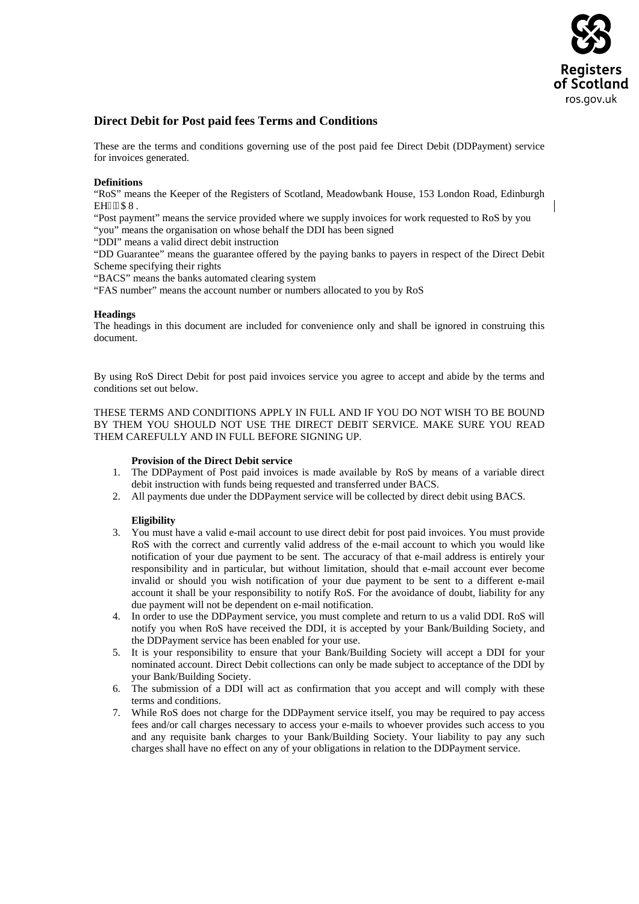## Direct Debit for Post paid fees Terms and Conditions

These are the terms and conditions governing use of the post paid fee Direct Debit (DDPayment) service for invoices generated.

**Definitions**

"RoS" means the Keeper of the Registers of Scotland, Meadowbank House, 153 London Road, Edinburgh EH $8 .

"Post payment" means the service provided where we supply invoices for work requested to RoS by you

"you" means the organisation on whose behalf the DDI has been signed

"DDI" means a valid direct debit instruction

"DD Guarantee" means the guarantee offered by the paying banks to payers in respect of the Direct Debit Scheme specifying their rights

"BACS" means the banks automated clearing system

"FAS number" means the account number or numbers allocated to you by RoS

**Headings**

The headings in this document are included for convenience only and shall be ignored in construing this document.

By using RoS Direct Debit for post paid invoices service you agree to accept and abide by the terms and conditions set out below.

THESE TERMS AND CONDITIONS APPLY IN FULL AND IF YOU DO NOT WISH TO BE BOUND BY THEM YOU SHOULD NOT USE THE DIRECT DEBIT SERVICE. MAKE SURE YOU READ THEM CAREFULLY AND IN FULL BEFORE SIGNING UP.

**Provision of the Direct Debit service**

1. The DDPayment of Post paid invoices is made available by RoS by means of a variable direct debit instruction with funds being requested and transferred under BACS.
2. All payments due under the DDPayment service will be collected by direct debit using BACS.

**Eligibility**

3. You must have a valid e-mail account to use direct debit for post paid invoices. You must provide RoS with the correct and currently valid address of the e-mail account to which you would like notification of your due payment to be sent. The accuracy of that e-mail address is entirely your responsibility and in particular, but without limitation, should that e-mail account ever become invalid or should you wish notification of your due payment to be sent to a different e-mail account it shall be your responsibility to notify RoS. For the avoidance of doubt, liability for any due payment will not be dependent on e-mail notification.
4. In order to use the DDPayment service, you must complete and return to us a valid DDI. RoS will notify you when RoS have received the DDI, it is accepted by your Bank/Building Society, and the DDPayment service has been enabled for your use.
5. It is your responsibility to ensure that your Bank/Building Society will accept a DDI for your nominated account. Direct Debit collections can only be made subject to acceptance of the DDI by your Bank/Building Society.
6. The submission of a DDI will act as confirmation that you accept and will comply with these terms and conditions.
7. While RoS does not charge for the DDPayment service itself, you may be required to pay access fees and/or call charges necessary to access your e-mails to whoever provides such access to you and any requisite bank charges to your Bank/Building Society. Your liability to pay any such charges shall have no effect on any of your obligations in relation to the DDPayment service.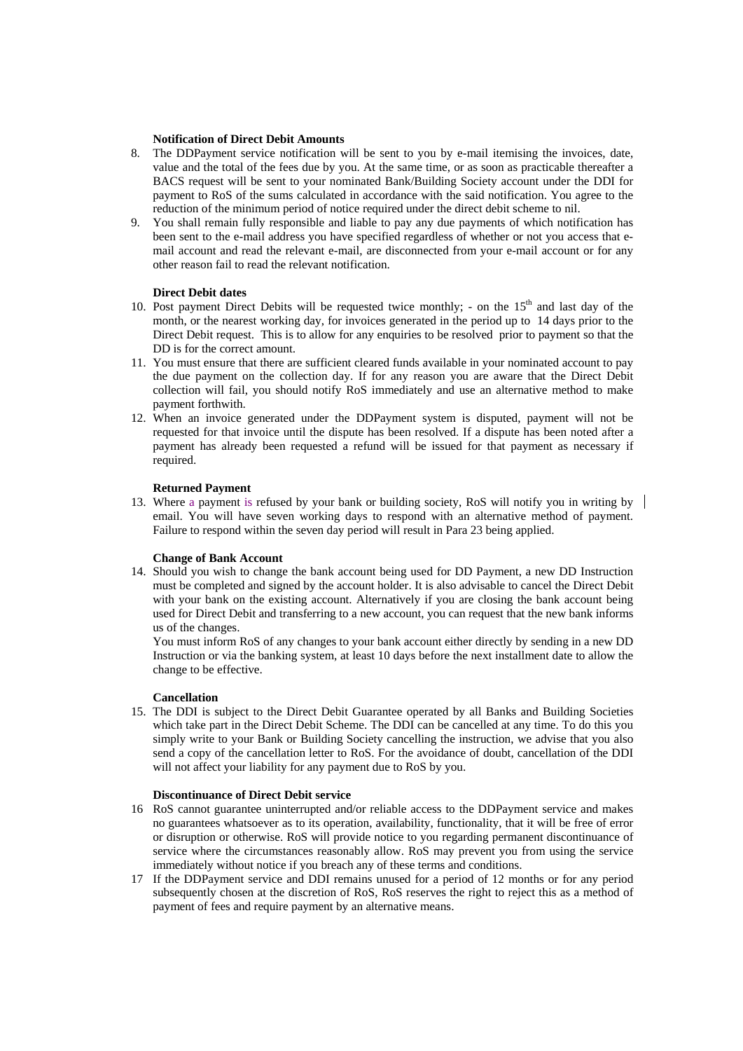**Notification of Direct Debit Amounts**

8. The DDPayment service notification will be sent to you by e-mail itemising the invoices, date, value and the total of the fees due by you. At the same time, or as soon as practicable thereafter a BACS request will be sent to your nominated Bank/Building Society account under the DDI for payment to RoS of the sums calculated in accordance with the said notification. You agree to the reduction of the minimum period of notice required under the direct debit scheme to nil.
9. You shall remain fully responsible and liable to pay any due payments of which notification has been sent to the e-mail address you have specified regardless of whether or not you access that e-mail account and read the relevant e-mail, are disconnected from your e-mail account or for any other reason fail to read the relevant notification.

**Direct Debit dates**

10. Post payment Direct Debits will be requested twice monthly; - on the 15th and last day of the month, or the nearest working day, for invoices generated in the period up to 14 days prior to the Direct Debit request. This is to allow for any enquiries to be resolved prior to payment so that the DD is for the correct amount.
11. You must ensure that there are sufficient cleared funds available in your nominated account to pay the due payment on the collection day. If for any reason you are aware that the Direct Debit collection will fail, you should notify RoS immediately and use an alternative method to make payment forthwith.
12. When an invoice generated under the DDPayment system is disputed, payment will not be requested for that invoice until the dispute has been resolved. If a dispute has been noted after a payment has already been requested a refund will be issued for that payment as necessary if required.

**Returned Payment**

13. Where a payment is refused by your bank or building society, RoS will notify you in writing by email. You will have seven working days to respond with an alternative method of payment. Failure to respond within the seven day period will result in Para 23 being applied.

**Change of Bank Account**

14. Should you wish to change the bank account being used for DD Payment, a new DD Instruction must be completed and signed by the account holder. It is also advisable to cancel the Direct Debit with your bank on the existing account. Alternatively if you are closing the bank account being used for Direct Debit and transferring to a new account, you can request that the new bank informs us of the changes.

    You must inform RoS of any changes to your bank account either directly by sending in a new DD Instruction or via the banking system, at least 10 days before the next installment date to allow the change to be effective.

**Cancellation**

15. The DDI is subject to the Direct Debit Guarantee operated by all Banks and Building Societies which take part in the Direct Debit Scheme. The DDI can be cancelled at any time. To do this you simply write to your Bank or Building Society cancelling the instruction, we advise that you also send a copy of the cancellation letter to RoS. For the avoidance of doubt, cancellation of the DDI will not affect your liability for any payment due to RoS by you.

**Discontinuance of Direct Debit service**

16. RoS cannot guarantee uninterrupted and/or reliable access to the DDPayment service and makes no guarantees whatsoever as to its operation, availability, functionality, that it will be free of error or disruption or otherwise. RoS will provide notice to you regarding permanent discontinuance of service where the circumstances reasonably allow. RoS may prevent you from using the service immediately without notice if you breach any of these terms and conditions.
17. If the DDPayment service and DDI remains unused for a period of 12 months or for any period subsequently chosen at the discretion of RoS, RoS reserves the right to reject this as a method of payment of fees and require payment by an alternative means.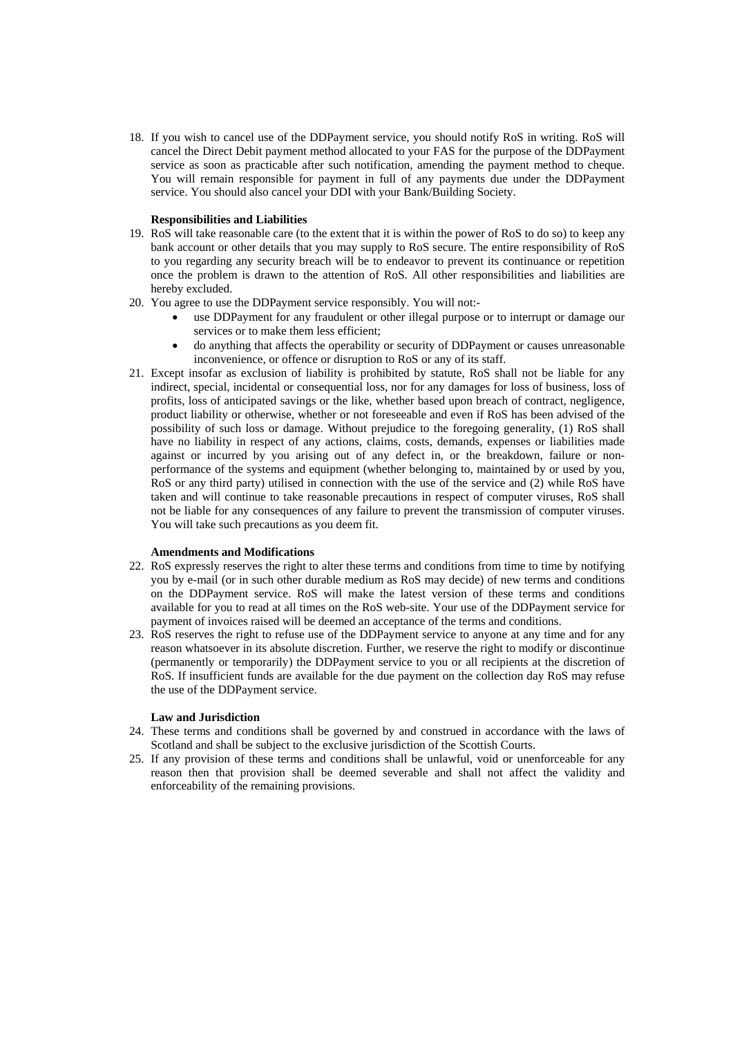18. If you wish to cancel use of the DDPayment service, you should notify RoS in writing. RoS will cancel the Direct Debit payment method allocated to your FAS for the purpose of the DDPayment service as soon as practicable after such notification, amending the payment method to cheque. You will remain responsible for payment in full of any payments due under the DDPayment service. You should also cancel your DDI with your Bank/Building Society.

**Responsibilities and Liabilities**

19. RoS will take reasonable care (to the extent that it is within the power of RoS to do so) to keep any bank account or other details that you may supply to RoS secure. The entire responsibility of RoS to you regarding any security breach will be to endeavor to prevent its continuance or repetition once the problem is drawn to the attention of RoS. All other responsibilities and liabilities are hereby excluded.
20. You agree to use the DDPayment service responsibly. You will not:-
    - use DDPayment for any fraudulent or other illegal purpose or to interrupt or damage our services or to make them less efficient;
    - do anything that affects the operability or security of DDPayment or causes unreasonable inconvenience, or offence or disruption to RoS or any of its staff.
21. Except insofar as exclusion of liability is prohibited by statute, RoS shall not be liable for any indirect, special, incidental or consequential loss, nor for any damages for loss of business, loss of profits, loss of anticipated savings or the like, whether based upon breach of contract, negligence, product liability or otherwise, whether or not foreseeable and even if RoS has been advised of the possibility of such loss or damage. Without prejudice to the foregoing generality, (1) RoS shall have no liability in respect of any actions, claims, costs, demands, expenses or liabilities made against or incurred by you arising out of any defect in, or the breakdown, failure or non-performance of the systems and equipment (whether belonging to, maintained by or used by you, RoS or any third party) utilised in connection with the use of the service and (2) while RoS have taken and will continue to take reasonable precautions in respect of computer viruses, RoS shall not be liable for any consequences of any failure to prevent the transmission of computer viruses. You will take such precautions as you deem fit.

**Amendments and Modifications**

22. RoS expressly reserves the right to alter these terms and conditions from time to time by notifying you by e-mail (or in such other durable medium as RoS may decide) of new terms and conditions on the DDPayment service. RoS will make the latest version of these terms and conditions available for you to read at all times on the RoS web-site. Your use of the DDPayment service for payment of invoices raised will be deemed an acceptance of the terms and conditions.
23. RoS reserves the right to refuse use of the DDPayment service to anyone at any time and for any reason whatsoever in its absolute discretion. Further, we reserve the right to modify or discontinue (permanently or temporarily) the DDPayment service to you or all recipients at the discretion of RoS. If insufficient funds are available for the due payment on the collection day RoS may refuse the use of the DDPayment service.

**Law and Jurisdiction**

24. These terms and conditions shall be governed by and construed in accordance with the laws of Scotland and shall be subject to the exclusive jurisdiction of the Scottish Courts.
25. If any provision of these terms and conditions shall be unlawful, void or unenforceable for any reason then that provision shall be deemed severable and shall not affect the validity and enforceability of the remaining provisions.